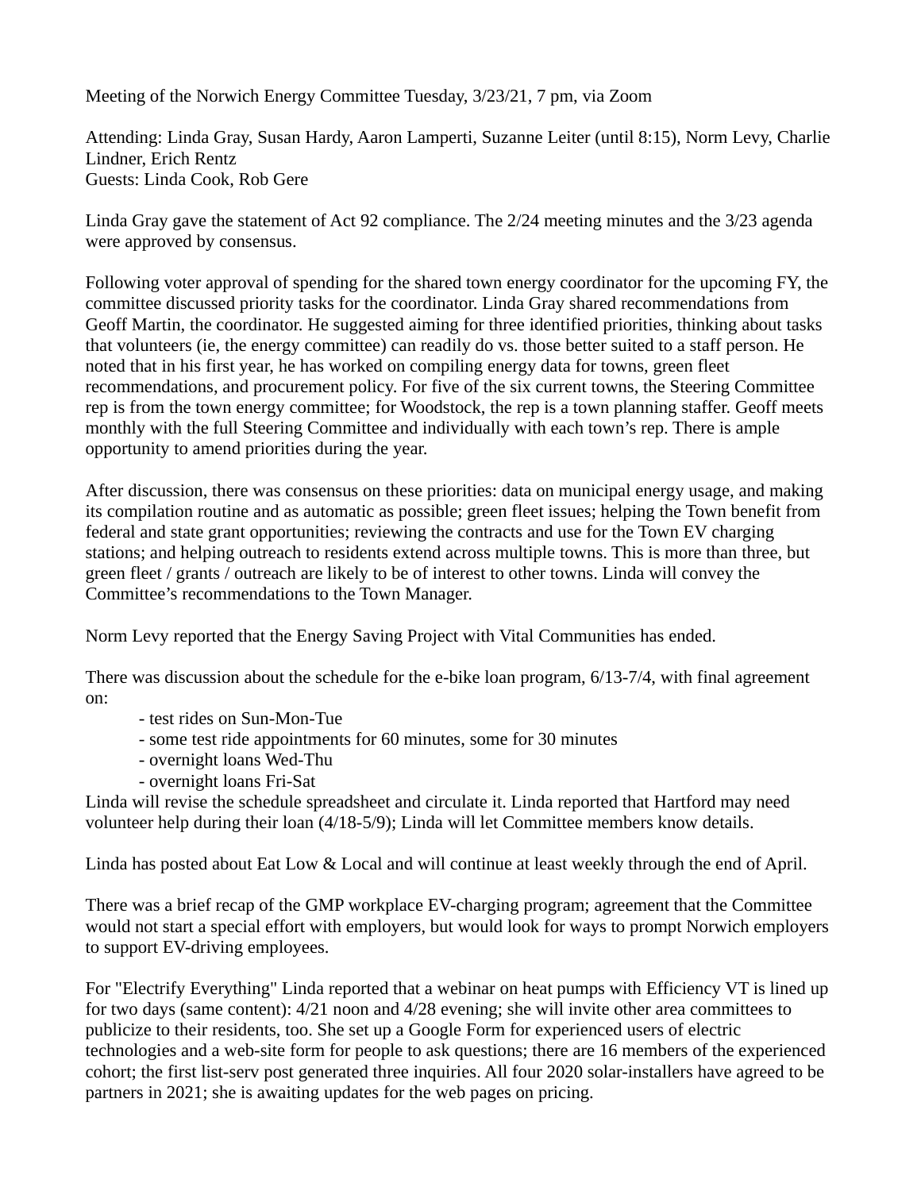Meeting of the Norwich Energy Committee Tuesday, 3/23/21, 7 pm, via Zoom

Attending: Linda Gray, Susan Hardy, Aaron Lamperti, Suzanne Leiter (until 8:15), Norm Levy, Charlie Lindner, Erich Rentz
Guests: Linda Cook, Rob Gere

Linda Gray gave the statement of Act 92 compliance. The 2/24 meeting minutes and the 3/23 agenda were approved by consensus.

Following voter approval of spending for the shared town energy coordinator for the upcoming FY, the committee discussed priority tasks for the coordinator. Linda Gray shared recommendations from Geoff Martin, the coordinator. He suggested aiming for three identified priorities, thinking about tasks that volunteers (ie, the energy committee) can readily do vs. those better suited to a staff person. He noted that in his first year, he has worked on compiling energy data for towns, green fleet recommendations, and procurement policy. For five of the six current towns, the Steering Committee rep is from the town energy committee; for Woodstock, the rep is a town planning staffer. Geoff meets monthly with the full Steering Committee and individually with each town's rep. There is ample opportunity to amend priorities during the year.

After discussion, there was consensus on these priorities: data on municipal energy usage, and making its compilation routine and as automatic as possible; green fleet issues; helping the Town benefit from federal and state grant opportunities; reviewing the contracts and use for the Town EV charging stations; and helping outreach to residents extend across multiple towns. This is more than three, but green fleet / grants / outreach are likely to be of interest to other towns. Linda will convey the Committee's recommendations to the Town Manager.

Norm Levy reported that the Energy Saving Project with Vital Communities has ended.

There was discussion about the schedule for the e-bike loan program, 6/13-7/4, with final agreement on:

- test rides on Sun-Mon-Tue
- some test ride appointments for 60 minutes, some for 30 minutes
- overnight loans Wed-Thu
- overnight loans Fri-Sat

Linda will revise the schedule spreadsheet and circulate it. Linda reported that Hartford may need volunteer help during their loan (4/18-5/9); Linda will let Committee members know details.

Linda has posted about Eat Low & Local and will continue at least weekly through the end of April.

There was a brief recap of the GMP workplace EV-charging program; agreement that the Committee would not start a special effort with employers, but would look for ways to prompt Norwich employers to support EV-driving employees.

For "Electrify Everything" Linda reported that a webinar on heat pumps with Efficiency VT is lined up for two days (same content): 4/21 noon and 4/28 evening; she will invite other area committees to publicize to their residents, too. She set up a Google Form for experienced users of electric technologies and a web-site form for people to ask questions; there are 16 members of the experienced cohort; the first list-serv post generated three inquiries. All four 2020 solar-installers have agreed to be partners in 2021; she is awaiting updates for the web pages on pricing.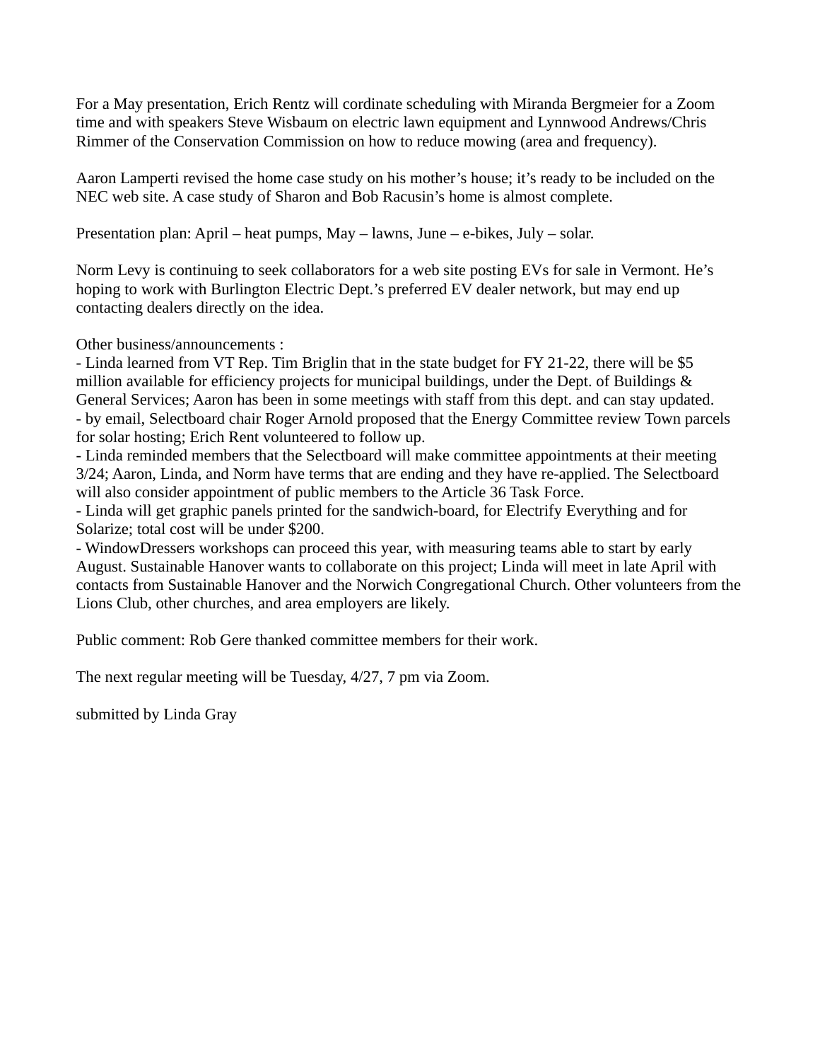For a May presentation, Erich Rentz will cordinate scheduling with Miranda Bergmeier for a Zoom time and with speakers Steve Wisbaum on electric lawn equipment and Lynnwood Andrews/Chris Rimmer of the Conservation Commission on how to reduce mowing (area and frequency).

Aaron Lamperti revised the home case study on his mother's house; it's ready to be included on the NEC web site. A case study of Sharon and Bob Racusin's home is almost complete.

Presentation plan: April – heat pumps, May – lawns, June – e-bikes, July – solar.

Norm Levy is continuing to seek collaborators for a web site posting EVs for sale in Vermont. He's hoping to work with Burlington Electric Dept.'s preferred EV dealer network, but may end up contacting dealers directly on the idea.

Other business/announcements :

- Linda learned from VT Rep. Tim Briglin that in the state budget for FY 21-22, there will be $5 million available for efficiency projects for municipal buildings, under the Dept. of Buildings & General Services; Aaron has been in some meetings with staff from this dept. and can stay updated.
- by email, Selectboard chair Roger Arnold proposed that the Energy Committee review Town parcels for solar hosting; Erich Rent volunteered to follow up.
- Linda reminded members that the Selectboard will make committee appointments at their meeting 3/24; Aaron, Linda, and Norm have terms that are ending and they have re-applied. The Selectboard will also consider appointment of public members to the Article 36 Task Force.
- Linda will get graphic panels printed for the sandwich-board, for Electrify Everything and for Solarize; total cost will be under $200.
- WindowDressers workshops can proceed this year, with measuring teams able to start by early August. Sustainable Hanover wants to collaborate on this project; Linda will meet in late April with contacts from Sustainable Hanover and the Norwich Congregational Church. Other volunteers from the Lions Club, other churches, and area employers are likely.

Public comment: Rob Gere thanked committee members for their work.

The next regular meeting will be Tuesday, 4/27, 7 pm via Zoom.

submitted by Linda Gray